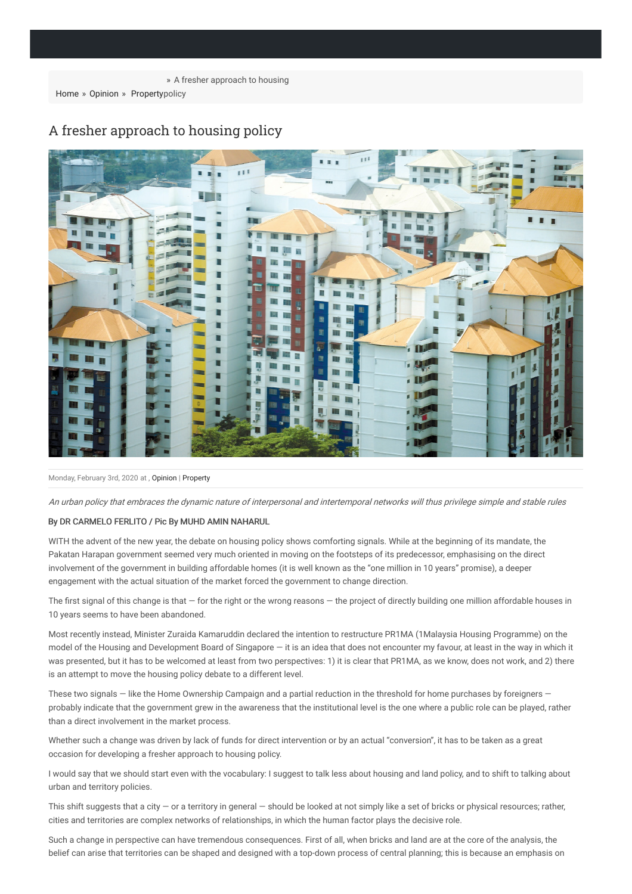» A fresher approach to housing

Home » Opinion » Propertypolicy

# A fresher approach to housing policy

Monday, February 3rd, 2020 at , Opinion | Property

*An urban policy that embraces the dynamic nature of interpersonal and intertemporal networks will thus privilege simple and stable rules*

By DR CARMELO FERLITO / Pic By MUHD AMIN NAHARUL

WITH the advent of the new year, the debate on housing policy shows comforting signals. While at the beginning of its mandate, the Pakatan Harapan government seemed very much oriented in moving on the footsteps of its predecessor, emphasising on the direct involvement of the government in building affordable homes (it is well known as the "one million in 10 years" promise), a deeper engagement with the actual situation of the market forced the government to change direction.

The first signal of this change is that — for the right or the wrong reasons — the project of directly building one million affordable houses in 10 years seems to have been abandoned.

Most recently instead, Minister Zuraida Kamaruddin declared the intention to restructure PR1MA (1Malaysia Housing Programme) on the model of the Housing and Development Board of Singapore — it is an idea that does not encounter my favour, at least in the way in which it was presented, but it has to be welcomed at least from two perspectives: 1) it is clear that PR1MA, as we know, does not work, and 2) there is an attempt to move the housing policy debate to a different level.

These two signals — like the Home Ownership Campaign and a partial reduction in the threshold for home purchases by foreigners — probably indicate that the government grew in the awareness that the institutional level is the one where a public role can be played, rather than a direct involvement in the market process.

Whether such a change was driven by lack of funds for direct intervention or by an actual "conversion", it has to be taken as a great occasion for developing a fresher approach to housing policy.

I would say that we should start even with the vocabulary: I suggest to talk less about housing and land policy, and to shift to talking about urban and territory policies.

This shift suggests that a city — or a territory in general — should be looked at not simply like a set of bricks or physical resources; rather, cities and territories are complex networks of relationships, in which the human factor plays the decisive role.

Such a change in perspective can have tremendous consequences. First of all, when bricks and land are at the core of the analysis, the belief can arise that territories can be shaped and designed with a top-down process of central planning; this is because an emphasis on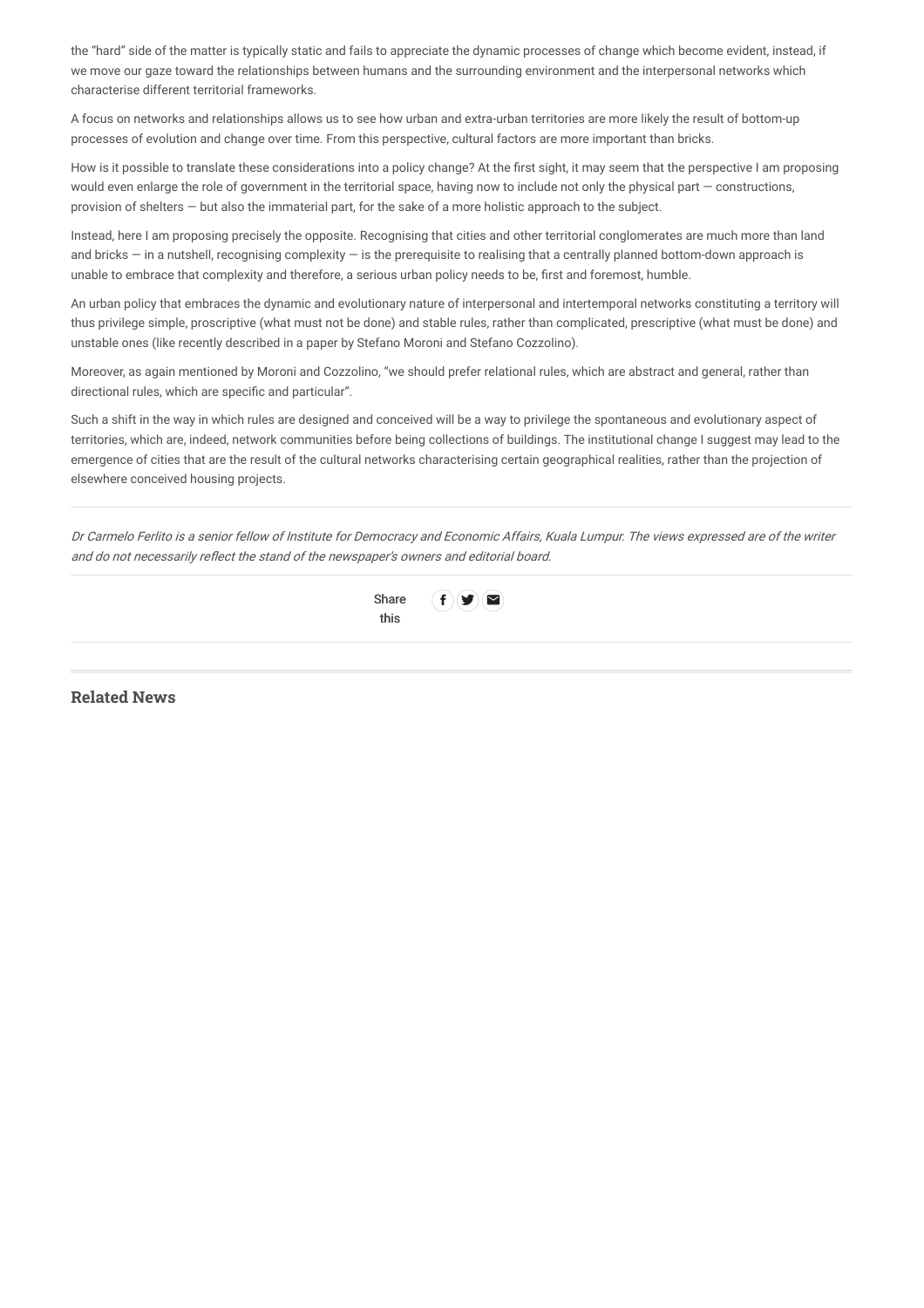the "hard" side of the matter is typically static and fails to appreciate the dynamic processes of change which become evident, instead, if we move our gaze toward the relationships between humans and the surrounding environment and the interpersonal networks which characterise different territorial frameworks.

A focus on networks and relationships allows us to see how urban and extra-urban territories are more likely the result of bottom-up processes of evolution and change over time. From this perspective, cultural factors are more important than bricks.

How is it possible to translate these considerations into a policy change? At the first sight, it may seem that the perspective I am proposing would even enlarge the role of government in the territorial space, having now to include not only the physical part — constructions, provision of shelters — but also the immaterial part, for the sake of a more holistic approach to the subject.

Instead, here I am proposing precisely the opposite. Recognising that cities and other territorial conglomerates are much more than land and bricks — in a nutshell, recognising complexity — is the prerequisite to realising that a centrally planned bottom-down approach is unable to embrace that complexity and therefore, a serious urban policy needs to be, first and foremost, humble.

An urban policy that embraces the dynamic and evolutionary nature of interpersonal and intertemporal networks constituting a territory will thus privilege simple, proscriptive (what must not be done) and stable rules, rather than complicated, prescriptive (what must be done) and unstable ones (like recently described in a paper by Stefano Moroni and Stefano Cozzolino).

Moreover, as again mentioned by Moroni and Cozzolino, "we should prefer relational rules, which are abstract and general, rather than directional rules, which are specific and particular".

Such a shift in the way in which rules are designed and conceived will be a way to privilege the spontaneous and evolutionary aspect of territories, which are, indeed, network communities before being collections of buildings. The institutional change I suggest may lead to the emergence of cities that are the result of the cultural networks characterising certain geographical realities, rather than the projection of elsewhere conceived housing projects.

---

*Dr Carmelo Ferlito is a senior fellow of Institute for Democracy and Economic Affairs, Kuala Lumpur. The views expressed are of the writer and do not necessarily reflect the stand of the newspaper's owners and editorial board.*

Share this

## Related News